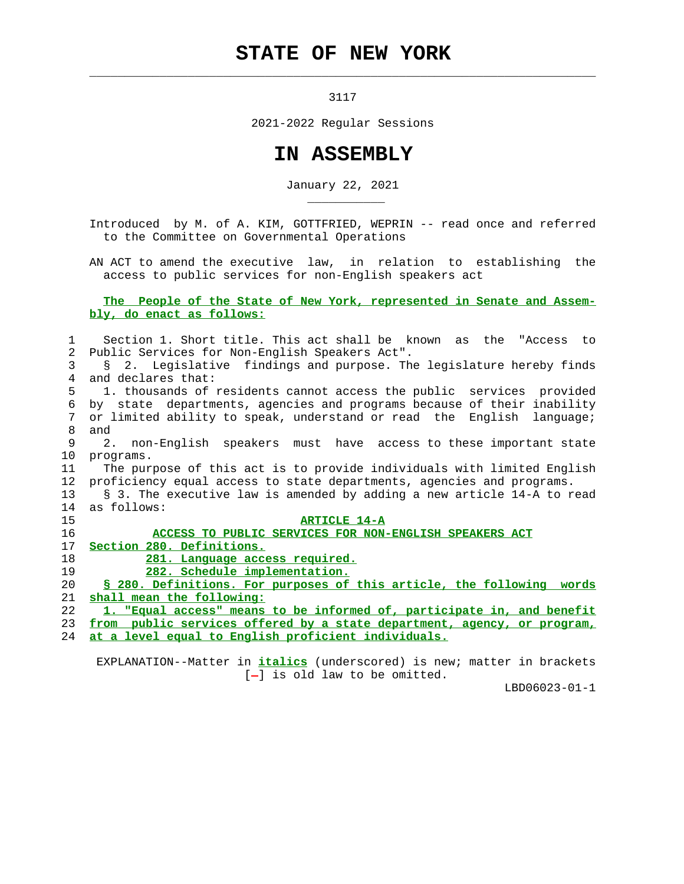# STATE OF NEW YORK

3117

2021-2022 Regular Sessions

# IN ASSEMBLY

January 22, 2021

Introduced by M. of A. KIM, GOTTFRIED, WEPRIN -- read once and referred to the Committee on Governmental Operations

AN ACT to amend the executive law, in relation to establishing the access to public services for non-English speakers act

**The People of the State of New York, represented in Senate and Assembly, do enact as follows:**

Section 1. Short title. This act shall be known as the "Access to Public Services for Non-English Speakers Act".

§ 2. Legislative findings and purpose. The legislature hereby finds and declares that:

1. thousands of residents cannot access the public services provided by state departments, agencies and programs because of their inability or limited ability to speak, understand or read the English language; and

2. non-English speakers must have access to these important state programs.

The purpose of this act is to provide individuals with limited English proficiency equal access to state departments, agencies and programs.

§ 3. The executive law is amended by adding a new article 14-A to read as follows:

ARTICLE 14-A

ACCESS TO PUBLIC SERVICES FOR NON-ENGLISH SPEAKERS ACT

Section 280. Definitions.

281. Language access required.

282. Schedule implementation.

§ 280. Definitions. For purposes of this article, the following words shall mean the following:

1. "Equal access" means to be informed of, participate in, and benefit from public services offered by a state department, agency, or program, at a level equal to English proficient individuals.

EXPLANATION--Matter in *italics* (underscored) is new; matter in brackets [-] is old law to be omitted.

LBD06023-01-1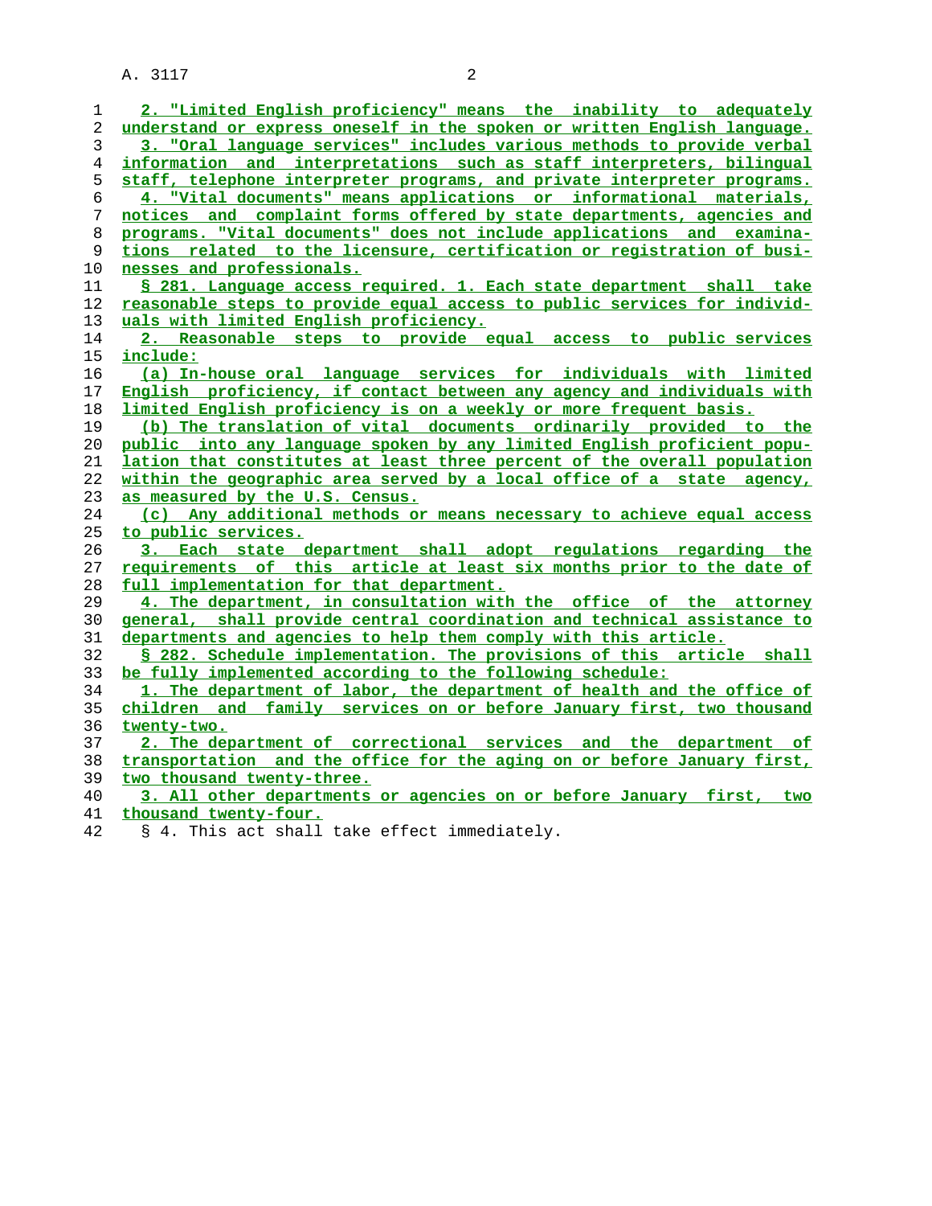2. "Limited English proficiency" means the inability to adequately understand or express oneself in the spoken or written English language.

3. "Oral language services" includes various methods to provide verbal information and interpretations such as staff interpreters, bilingual staff, telephone interpreter programs, and private interpreter programs.

4. "Vital documents" means applications or informational materials, notices and complaint forms offered by state departments, agencies and programs. "Vital documents" does not include applications and examinations related to the licensure, certification or registration of businesses and professionals.

§ 281. Language access required. 1. Each state department shall take reasonable steps to provide equal access to public services for individuals with limited English proficiency.

2. Reasonable steps to provide equal access to public services include:

(a) In-house oral language services for individuals with limited English proficiency, if contact between any agency and individuals with limited English proficiency is on a weekly or more frequent basis.

(b) The translation of vital documents ordinarily provided to the public into any language spoken by any limited English proficient population that constitutes at least three percent of the overall population within the geographic area served by a local office of a state agency, as measured by the U.S. Census.

(c) Any additional methods or means necessary to achieve equal access to public services.

3. Each state department shall adopt regulations regarding the requirements of this article at least six months prior to the date of full implementation for that department.

4. The department, in consultation with the office of the attorney general, shall provide central coordination and technical assistance to departments and agencies to help them comply with this article.

§ 282. Schedule implementation. The provisions of this article shall be fully implemented according to the following schedule:

1. The department of labor, the department of health and the office of children and family services on or before January first, two thousand twenty-two.

2. The department of correctional services and the department of transportation and the office for the aging on or before January first, two thousand twenty-three.

3. All other departments or agencies on or before January first, two thousand twenty-four.

§ 4. This act shall take effect immediately.